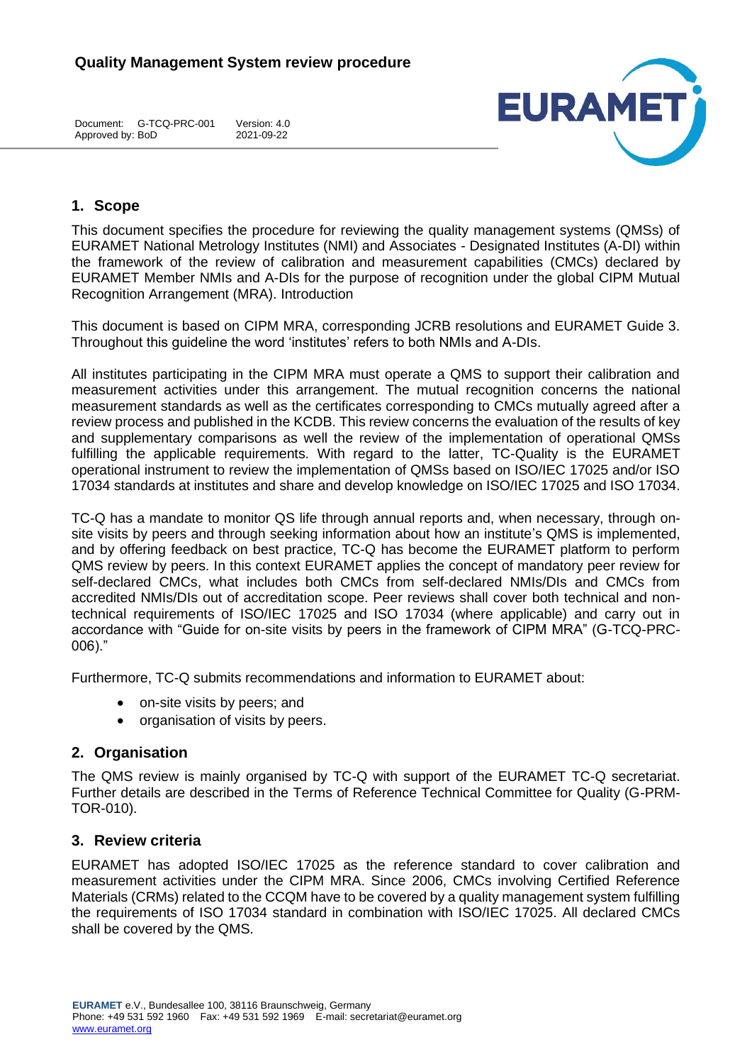# Quality Management System review procedure

Document: G-TCQ-PRC-001 Version: 4.0
Approved by: BoD 2021-09-22

## 1. Scope

This document specifies the procedure for reviewing the quality management systems (QMSs) of EURAMET National Metrology Institutes (NMI) and Associates - Designated Institutes (A-DI) within the framework of the review of calibration and measurement capabilities (CMCs) declared by EURAMET Member NMIs and A-DIs for the purpose of recognition under the global CIPM Mutual Recognition Arrangement (MRA). Introduction

This document is based on CIPM MRA, corresponding JCRB resolutions and EURAMET Guide 3. Throughout this guideline the word 'institutes' refers to both NMIs and A-DIs.

All institutes participating in the CIPM MRA must operate a QMS to support their calibration and measurement activities under this arrangement. The mutual recognition concerns the national measurement standards as well as the certificates corresponding to CMCs mutually agreed after a review process and published in the KCDB. This review concerns the evaluation of the results of key and supplementary comparisons as well the review of the implementation of operational QMSs fulfilling the applicable requirements. With regard to the latter, TC-Quality is the EURAMET operational instrument to review the implementation of QMSs based on ISO/IEC 17025 and/or ISO 17034 standards at institutes and share and develop knowledge on ISO/IEC 17025 and ISO 17034.

TC-Q has a mandate to monitor QS life through annual reports and, when necessary, through on-site visits by peers and through seeking information about how an institute's QMS is implemented, and by offering feedback on best practice, TC-Q has become the EURAMET platform to perform QMS review by peers. In this context EURAMET applies the concept of mandatory peer review for self-declared CMCs, what includes both CMCs from self-declared NMIs/DIs and CMCs from accredited NMIs/DIs out of accreditation scope. Peer reviews shall cover both technical and non-technical requirements of ISO/IEC 17025 and ISO 17034 (where applicable) and carry out in accordance with "Guide for on-site visits by peers in the framework of CIPM MRA" (G-TCQ-PRC-006)."

Furthermore, TC-Q submits recommendations and information to EURAMET about:

- on-site visits by peers; and
- organisation of visits by peers.

## 2. Organisation

The QMS review is mainly organised by TC-Q with support of the EURAMET TC-Q secretariat. Further details are described in the Terms of Reference Technical Committee for Quality (G-PRM-TOR-010).

## 3. Review criteria

EURAMET has adopted ISO/IEC 17025 as the reference standard to cover calibration and measurement activities under the CIPM MRA. Since 2006, CMCs involving Certified Reference Materials (CRMs) related to the CCQM have to be covered by a quality management system fulfilling the requirements of ISO 17034 standard in combination with ISO/IEC 17025. All declared CMCs shall be covered by the QMS.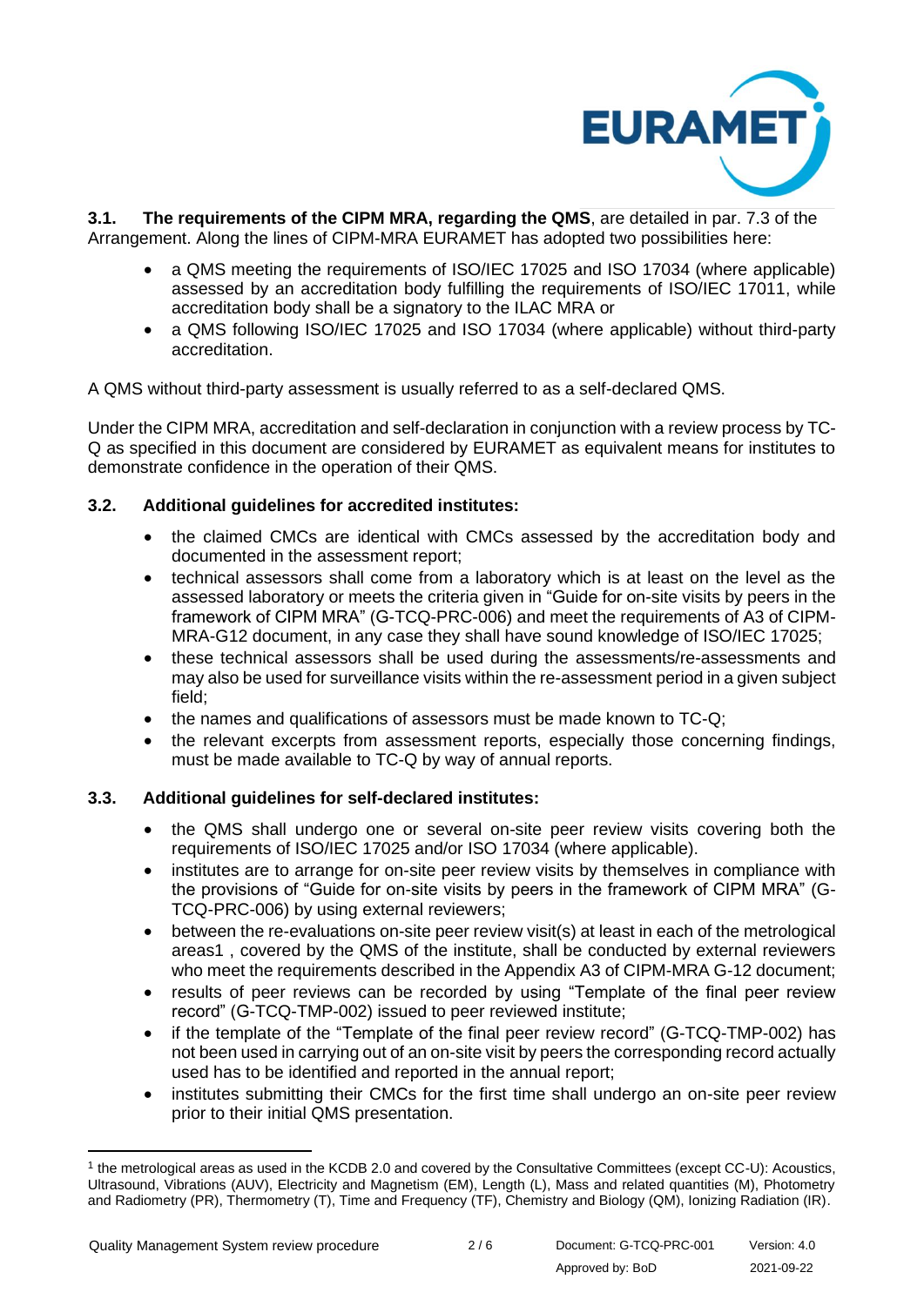**3.1. The requirements of the CIPM MRA, regarding the QMS**, are detailed in par. 7.3 of the Arrangement. Along the lines of CIPM-MRA EURAMET has adopted two possibilities here:

- a QMS meeting the requirements of ISO/IEC 17025 and ISO 17034 (where applicable) assessed by an accreditation body fulfilling the requirements of ISO/IEC 17011, while accreditation body shall be a signatory to the ILAC MRA or
- a QMS following ISO/IEC 17025 and ISO 17034 (where applicable) without third-party accreditation.

A QMS without third-party assessment is usually referred to as a self-declared QMS.

Under the CIPM MRA, accreditation and self-declaration in conjunction with a review process by TC-Q as specified in this document are considered by EURAMET as equivalent means for institutes to demonstrate confidence in the operation of their QMS.

### 3.2. Additional guidelines for accredited institutes:

- the claimed CMCs are identical with CMCs assessed by the accreditation body and documented in the assessment report;
- technical assessors shall come from a laboratory which is at least on the level as the assessed laboratory or meets the criteria given in "Guide for on-site visits by peers in the framework of CIPM MRA" (G-TCQ-PRC-006) and meet the requirements of A3 of CIPM-MRA-G12 document, in any case they shall have sound knowledge of ISO/IEC 17025;
- these technical assessors shall be used during the assessments/re-assessments and may also be used for surveillance visits within the re-assessment period in a given subject field;
- the names and qualifications of assessors must be made known to TC-Q;
- the relevant excerpts from assessment reports, especially those concerning findings, must be made available to TC-Q by way of annual reports.

### 3.3. Additional guidelines for self-declared institutes:

- the QMS shall undergo one or several on-site peer review visits covering both the requirements of ISO/IEC 17025 and/or ISO 17034 (where applicable).
- institutes are to arrange for on-site peer review visits by themselves in compliance with the provisions of "Guide for on-site visits by peers in the framework of CIPM MRA" (G-TCQ-PRC-006) by using external reviewers;
- between the re-evaluations on-site peer review visit(s) at least in each of the metrological areas[1] , covered by the QMS of the institute, shall be conducted by external reviewers who meet the requirements described in the Appendix A3 of CIPM-MRA G-12 document;
- results of peer reviews can be recorded by using "Template of the final peer review record" (G-TCQ-TMP-002) issued to peer reviewed institute;
- if the template of the "Template of the final peer review record" (G-TCQ-TMP-002) has not been used in carrying out of an on-site visit by peers the corresponding record actually used has to be identified and reported in the annual report;
- institutes submitting their CMCs for the first time shall undergo an on-site peer review prior to their initial QMS presentation.

---

[1] the metrological areas as used in the KCDB 2.0 and covered by the Consultative Committees (except CC-U): Acoustics, Ultrasound, Vibrations (AUV), Electricity and Magnetism (EM), Length (L), Mass and related quantities (M), Photometry and Radiometry (PR), Thermometry (T), Time and Frequency (TF), Chemistry and Biology (QM), Ionizing Radiation (IR).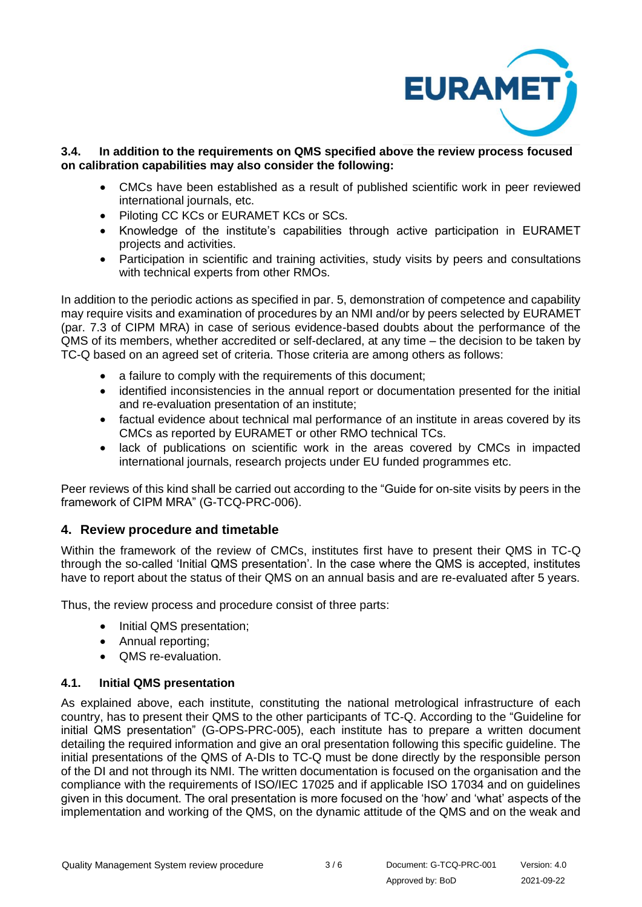### 3.4. In addition to the requirements on QMS specified above the review process focused on calibration capabilities may also consider the following:

- CMCs have been established as a result of published scientific work in peer reviewed international journals, etc.
- Piloting CC KCs or EURAMET KCs or SCs.
- Knowledge of the institute's capabilities through active participation in EURAMET projects and activities.
- Participation in scientific and training activities, study visits by peers and consultations with technical experts from other RMOs.

In addition to the periodic actions as specified in par. 5, demonstration of competence and capability may require visits and examination of procedures by an NMI and/or by peers selected by EURAMET (par. 7.3 of CIPM MRA) in case of serious evidence-based doubts about the performance of the QMS of its members, whether accredited or self-declared, at any time – the decision to be taken by TC-Q based on an agreed set of criteria. Those criteria are among others as follows:

- a failure to comply with the requirements of this document;
- identified inconsistencies in the annual report or documentation presented for the initial and re-evaluation presentation of an institute;
- factual evidence about technical mal performance of an institute in areas covered by its CMCs as reported by EURAMET or other RMO technical TCs.
- lack of publications on scientific work in the areas covered by CMCs in impacted international journals, research projects under EU funded programmes etc.

Peer reviews of this kind shall be carried out according to the "Guide for on-site visits by peers in the framework of CIPM MRA" (G-TCQ-PRC-006).

## 4. Review procedure and timetable

Within the framework of the review of CMCs, institutes first have to present their QMS in TC-Q through the so-called 'Initial QMS presentation'. In the case where the QMS is accepted, institutes have to report about the status of their QMS on an annual basis and are re-evaluated after 5 years.

Thus, the review process and procedure consist of three parts:

- Initial QMS presentation;
- Annual reporting;
- QMS re-evaluation.

### 4.1. Initial QMS presentation

As explained above, each institute, constituting the national metrological infrastructure of each country, has to present their QMS to the other participants of TC-Q. According to the "Guideline for initial QMS presentation" (G-OPS-PRC-005), each institute has to prepare a written document detailing the required information and give an oral presentation following this specific guideline. The initial presentations of the QMS of A-DIs to TC-Q must be done directly by the responsible person of the DI and not through its NMI. The written documentation is focused on the organisation and the compliance with the requirements of ISO/IEC 17025 and if applicable ISO 17034 and on guidelines given in this document. The oral presentation is more focused on the 'how' and 'what' aspects of the implementation and working of the QMS, on the dynamic attitude of the QMS and on the weak and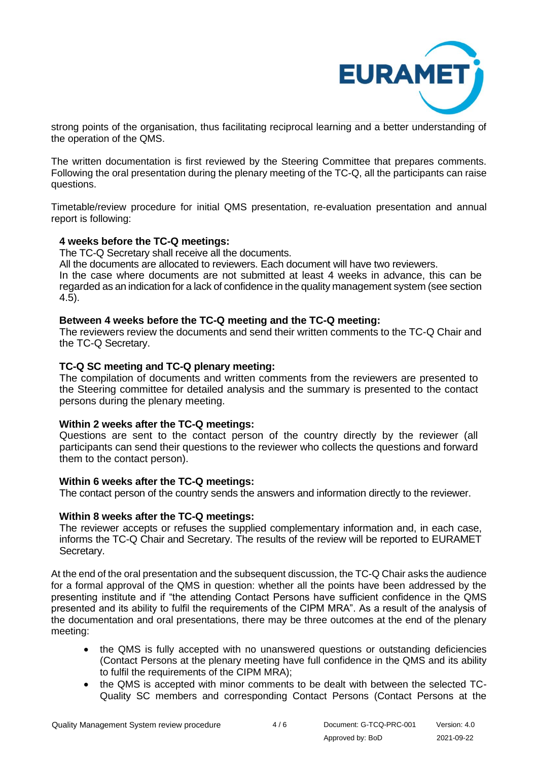strong points of the organisation, thus facilitating reciprocal learning and a better understanding of the operation of the QMS.

The written documentation is first reviewed by the Steering Committee that prepares comments. Following the oral presentation during the plenary meeting of the TC-Q, all the participants can raise questions.

Timetable/review procedure for initial QMS presentation, re-evaluation presentation and annual report is following:

**4 weeks before the TC-Q meetings:**
The TC-Q Secretary shall receive all the documents.
All the documents are allocated to reviewers. Each document will have two reviewers.
In the case where documents are not submitted at least 4 weeks in advance, this can be regarded as an indication for a lack of confidence in the quality management system (see section 4.5).

**Between 4 weeks before the TC-Q meeting and the TC-Q meeting:**
The reviewers review the documents and send their written comments to the TC-Q Chair and the TC-Q Secretary.

**TC-Q SC meeting and TC-Q plenary meeting:**
The compilation of documents and written comments from the reviewers are presented to the Steering committee for detailed analysis and the summary is presented to the contact persons during the plenary meeting.

**Within 2 weeks after the TC-Q meetings:**
Questions are sent to the contact person of the country directly by the reviewer (all participants can send their questions to the reviewer who collects the questions and forward them to the contact person).

**Within 6 weeks after the TC-Q meetings:**
The contact person of the country sends the answers and information directly to the reviewer.

**Within 8 weeks after the TC-Q meetings:**
The reviewer accepts or refuses the supplied complementary information and, in each case, informs the TC-Q Chair and Secretary. The results of the review will be reported to EURAMET Secretary.

At the end of the oral presentation and the subsequent discussion, the TC-Q Chair asks the audience for a formal approval of the QMS in question: whether all the points have been addressed by the presenting institute and if "the attending Contact Persons have sufficient confidence in the QMS presented and its ability to fulfil the requirements of the CIPM MRA". As a result of the analysis of the documentation and oral presentations, there may be three outcomes at the end of the plenary meeting:

- the QMS is fully accepted with no unanswered questions or outstanding deficiencies (Contact Persons at the plenary meeting have full confidence in the QMS and its ability to fulfil the requirements of the CIPM MRA);
- the QMS is accepted with minor comments to be dealt with between the selected TC-Quality SC members and corresponding Contact Persons (Contact Persons at the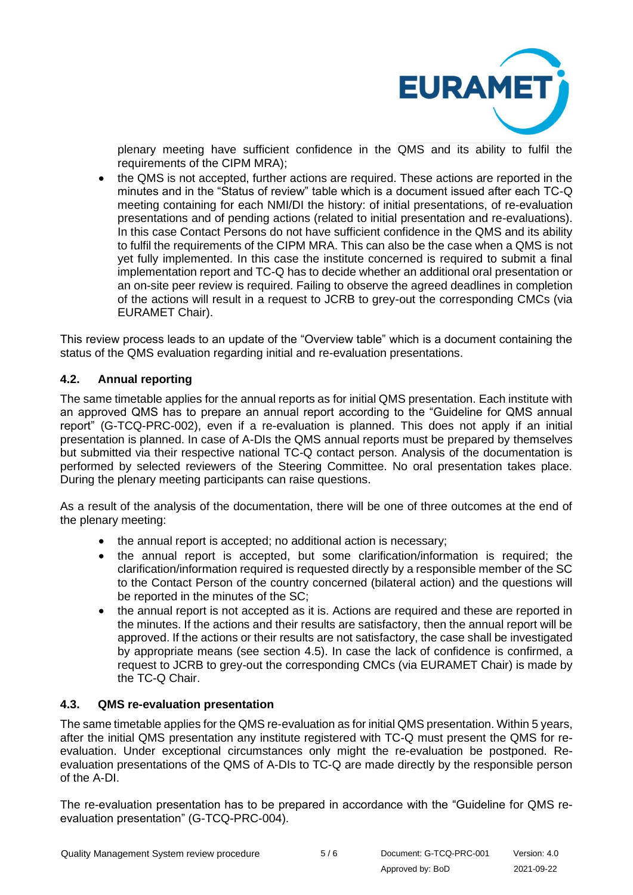plenary meeting have sufficient confidence in the QMS and its ability to fulfil the requirements of the CIPM MRA);

- the QMS is not accepted, further actions are required. These actions are reported in the minutes and in the "Status of review" table which is a document issued after each TC-Q meeting containing for each NMI/DI the history: of initial presentations, of re-evaluation presentations and of pending actions (related to initial presentation and re-evaluations). In this case Contact Persons do not have sufficient confidence in the QMS and its ability to fulfil the requirements of the CIPM MRA. This can also be the case when a QMS is not yet fully implemented. In this case the institute concerned is required to submit a final implementation report and TC-Q has to decide whether an additional oral presentation or an on-site peer review is required. Failing to observe the agreed deadlines in completion of the actions will result in a request to JCRB to grey-out the corresponding CMCs (via EURAMET Chair).

This review process leads to an update of the "Overview table" which is a document containing the status of the QMS evaluation regarding initial and re-evaluation presentations.

### 4.2. Annual reporting

The same timetable applies for the annual reports as for initial QMS presentation. Each institute with an approved QMS has to prepare an annual report according to the "Guideline for QMS annual report" (G-TCQ-PRC-002), even if a re-evaluation is planned. This does not apply if an initial presentation is planned. In case of A-DIs the QMS annual reports must be prepared by themselves but submitted via their respective national TC-Q contact person. Analysis of the documentation is performed by selected reviewers of the Steering Committee. No oral presentation takes place. During the plenary meeting participants can raise questions.

As a result of the analysis of the documentation, there will be one of three outcomes at the end of the plenary meeting:

- the annual report is accepted; no additional action is necessary;
- the annual report is accepted, but some clarification/information is required; the clarification/information required is requested directly by a responsible member of the SC to the Contact Person of the country concerned (bilateral action) and the questions will be reported in the minutes of the SC;
- the annual report is not accepted as it is. Actions are required and these are reported in the minutes. If the actions and their results are satisfactory, then the annual report will be approved. If the actions or their results are not satisfactory, the case shall be investigated by appropriate means (see section 4.5). In case the lack of confidence is confirmed, a request to JCRB to grey-out the corresponding CMCs (via EURAMET Chair) is made by the TC-Q Chair.

### 4.3. QMS re-evaluation presentation

The same timetable applies for the QMS re-evaluation as for initial QMS presentation. Within 5 years, after the initial QMS presentation any institute registered with TC-Q must present the QMS for re-evaluation. Under exceptional circumstances only might the re-evaluation be postponed. Re-evaluation presentations of the QMS of A-DIs to TC-Q are made directly by the responsible person of the A-DI.

The re-evaluation presentation has to be prepared in accordance with the "Guideline for QMS re-evaluation presentation" (G-TCQ-PRC-004).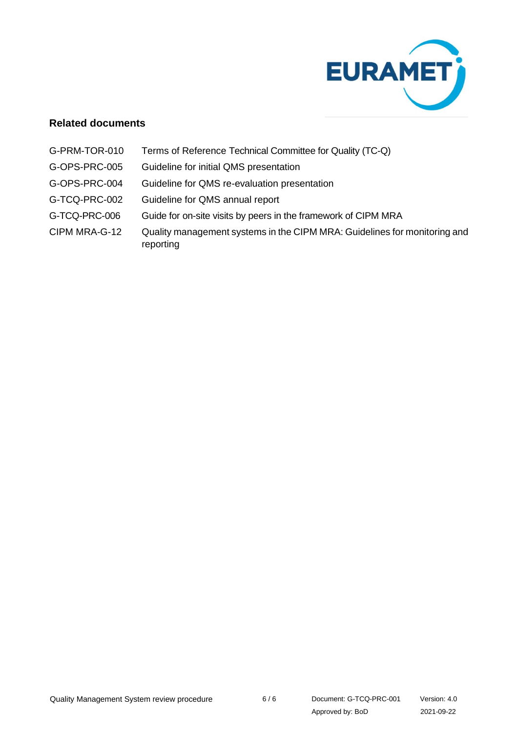## Related documents

| | |
|---|---|
| G-PRM-TOR-010 | Terms of Reference Technical Committee for Quality (TC-Q) |
| G-OPS-PRC-005 | Guideline for initial QMS presentation |
| G-OPS-PRC-004 | Guideline for QMS re-evaluation presentation |
| G-TCQ-PRC-002 | Guideline for QMS annual report |
| G-TCQ-PRC-006 | Guide for on-site visits by peers in the framework of CIPM MRA |
| CIPM MRA-G-12 | Quality management systems in the CIPM MRA: Guidelines for monitoring and reporting |